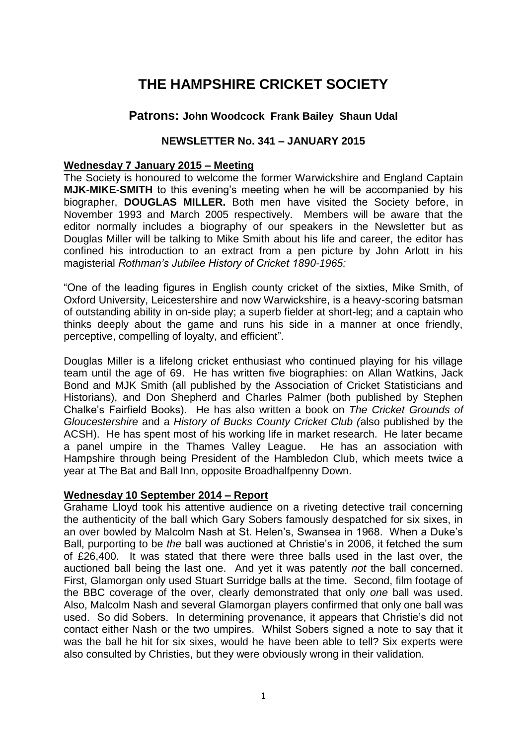# THE HAMPSHIRE CRICKET SOCIETY

## Patrons: John Woodcock Frank Bailey Shaun Udal

### NEWSLETTER No. 341 – JANUARY 2015

**Wednesday 7 January 2015 – Meeting**

The Society is honoured to welcome the former Warwickshire and England Captain **MJK-MIKE-SMITH** to this evening's meeting when he will be accompanied by his biographer, **DOUGLAS MILLER.** Both men have visited the Society before, in November 1993 and March 2005 respectively. Members will be aware that the editor normally includes a biography of our speakers in the Newsletter but as Douglas Miller will be talking to Mike Smith about his life and career, the editor has confined his introduction to an extract from a pen picture by John Arlott in his magisterial *Rothman's Jubilee History of Cricket 1890-1965:*

"One of the leading figures in English county cricket of the sixties, Mike Smith, of Oxford University, Leicestershire and now Warwickshire, is a heavy-scoring batsman of outstanding ability in on-side play; a superb fielder at short-leg; and a captain who thinks deeply about the game and runs his side in a manner at once friendly, perceptive, compelling of loyalty, and efficient".

Douglas Miller is a lifelong cricket enthusiast who continued playing for his village team until the age of 69. He has written five biographies: on Allan Watkins, Jack Bond and MJK Smith (all published by the Association of Cricket Statisticians and Historians), and Don Shepherd and Charles Palmer (both published by Stephen Chalke's Fairfield Books). He has also written a book on *The Cricket Grounds of Gloucestershire* and a *History of Bucks County Cricket Club (*also published by the ACSH). He has spent most of his working life in market research. He later became a panel umpire in the Thames Valley League. He has an association with Hampshire through being President of the Hambledon Club, which meets twice a year at The Bat and Ball Inn, opposite Broadhalfpenny Down.

**Wednesday 10 September 2014 – Report**

Grahame Lloyd took his attentive audience on a riveting detective trail concerning the authenticity of the ball which Gary Sobers famously despatched for six sixes, in an over bowled by Malcolm Nash at St. Helen's, Swansea in 1968. When a Duke's Ball, purporting to be *the* ball was auctioned at Christie's in 2006, it fetched the sum of £26,400. It was stated that there were three balls used in the last over, the auctioned ball being the last one. And yet it was patently *not* the ball concerned. First, Glamorgan only used Stuart Surridge balls at the time. Second, film footage of the BBC coverage of the over, clearly demonstrated that only *one* ball was used. Also, Malcolm Nash and several Glamorgan players confirmed that only one ball was used. So did Sobers. In determining provenance, it appears that Christie's did not contact either Nash or the two umpires. Whilst Sobers signed a note to say that it was the ball he hit for six sixes, would he have been able to tell? Six experts were also consulted by Christies, but they were obviously wrong in their validation.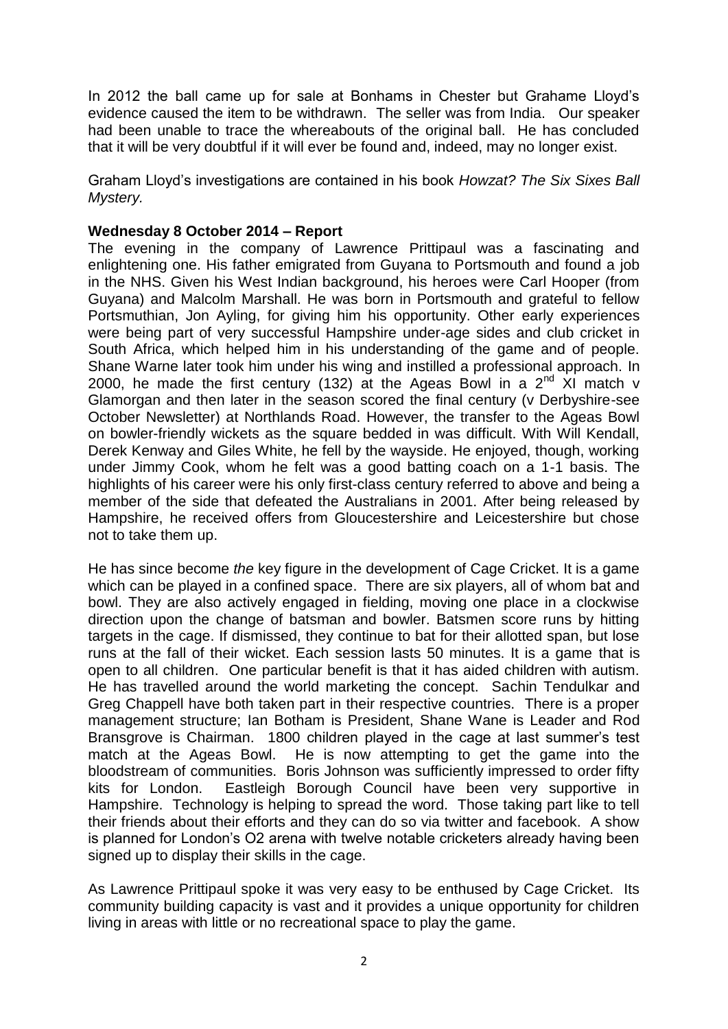In 2012 the ball came up for sale at Bonhams in Chester but Grahame Lloyd's evidence caused the item to be withdrawn. The seller was from India. Our speaker had been unable to trace the whereabouts of the original ball. He has concluded that it will be very doubtful if it will ever be found and, indeed, may no longer exist.

Graham Lloyd's investigations are contained in his book *Howzat? The Six Sixes Ball Mystery.*

**Wednesday 8 October 2014 – Report**

The evening in the company of Lawrence Prittipaul was a fascinating and enlightening one. His father emigrated from Guyana to Portsmouth and found a job in the NHS. Given his West Indian background, his heroes were Carl Hooper (from Guyana) and Malcolm Marshall. He was born in Portsmouth and grateful to fellow Portsmuthian, Jon Ayling, for giving him his opportunity. Other early experiences were being part of very successful Hampshire under-age sides and club cricket in South Africa, which helped him in his understanding of the game and of people. Shane Warne later took him under his wing and instilled a professional approach. In 2000, he made the first century (132) at the Ageas Bowl in a 2nd XI match v Glamorgan and then later in the season scored the final century (v Derbyshire-see October Newsletter) at Northlands Road. However, the transfer to the Ageas Bowl on bowler-friendly wickets as the square bedded in was difficult. With Will Kendall, Derek Kenway and Giles White, he fell by the wayside. He enjoyed, though, working under Jimmy Cook, whom he felt was a good batting coach on a 1-1 basis. The highlights of his career were his only first-class century referred to above and being a member of the side that defeated the Australians in 2001. After being released by Hampshire, he received offers from Gloucestershire and Leicestershire but chose not to take them up.

He has since become *the* key figure in the development of Cage Cricket. It is a game which can be played in a confined space. There are six players, all of whom bat and bowl. They are also actively engaged in fielding, moving one place in a clockwise direction upon the change of batsman and bowler. Batsmen score runs by hitting targets in the cage. If dismissed, they continue to bat for their allotted span, but lose runs at the fall of their wicket. Each session lasts 50 minutes. It is a game that is open to all children. One particular benefit is that it has aided children with autism. He has travelled around the world marketing the concept. Sachin Tendulkar and Greg Chappell have both taken part in their respective countries. There is a proper management structure; Ian Botham is President, Shane Wane is Leader and Rod Bransgrove is Chairman. 1800 children played in the cage at last summer's test match at the Ageas Bowl. He is now attempting to get the game into the bloodstream of communities. Boris Johnson was sufficiently impressed to order fifty kits for London. Eastleigh Borough Council have been very supportive in Hampshire. Technology is helping to spread the word. Those taking part like to tell their friends about their efforts and they can do so via twitter and facebook. A show is planned for London's O2 arena with twelve notable cricketers already having been signed up to display their skills in the cage.

As Lawrence Prittipaul spoke it was very easy to be enthused by Cage Cricket. Its community building capacity is vast and it provides a unique opportunity for children living in areas with little or no recreational space to play the game.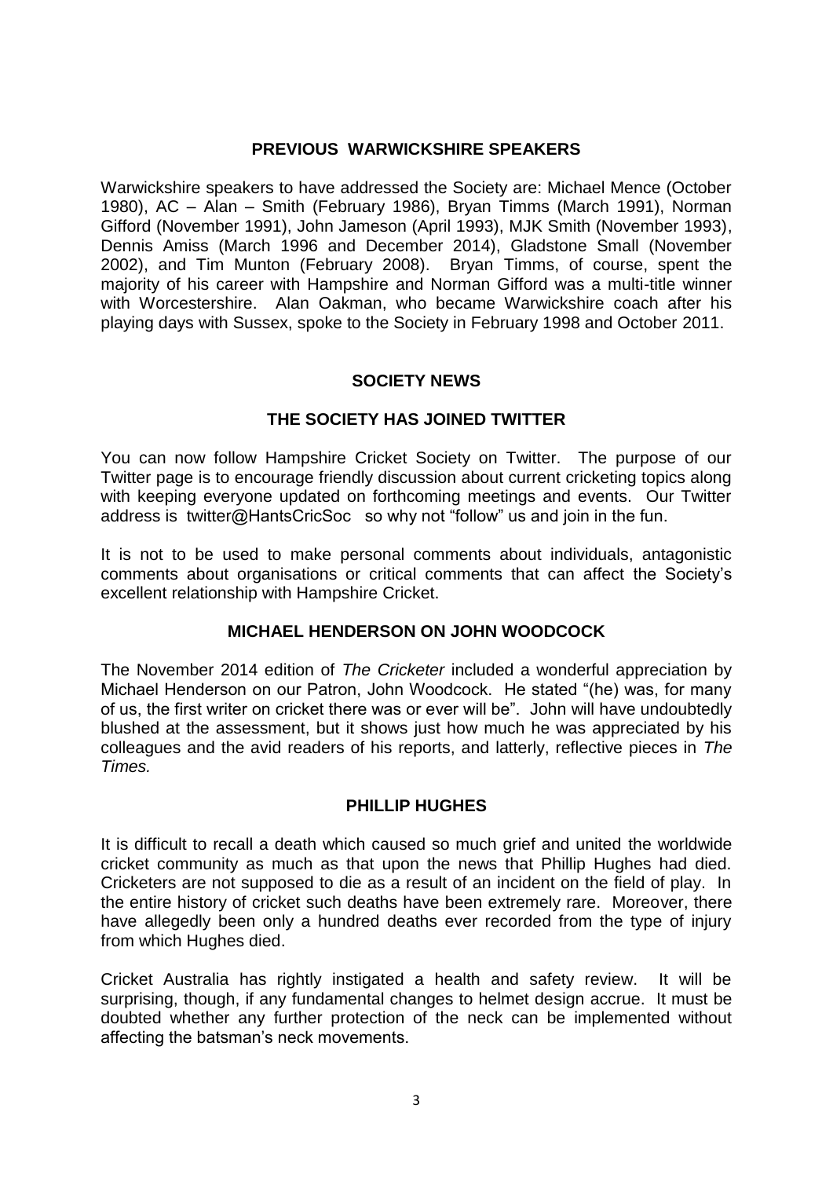## PREVIOUS WARWICKSHIRE SPEAKERS

Warwickshire speakers to have addressed the Society are: Michael Mence (October 1980), AC – Alan – Smith (February 1986), Bryan Timms (March 1991), Norman Gifford (November 1991), John Jameson (April 1993), MJK Smith (November 1993), Dennis Amiss (March 1996 and December 2014), Gladstone Small (November 2002), and Tim Munton (February 2008). Bryan Timms, of course, spent the majority of his career with Hampshire and Norman Gifford was a multi-title winner with Worcestershire. Alan Oakman, who became Warwickshire coach after his playing days with Sussex, spoke to the Society in February 1998 and October 2011.

## SOCIETY NEWS

### THE SOCIETY HAS JOINED TWITTER

You can now follow Hampshire Cricket Society on Twitter. The purpose of our Twitter page is to encourage friendly discussion about current cricketing topics along with keeping everyone updated on forthcoming meetings and events. Our Twitter address is twitter@HantsCricSoc so why not "follow" us and join in the fun.

It is not to be used to make personal comments about individuals, antagonistic comments about organisations or critical comments that can affect the Society's excellent relationship with Hampshire Cricket.

### MICHAEL HENDERSON ON JOHN WOODCOCK

The November 2014 edition of *The Cricketer* included a wonderful appreciation by Michael Henderson on our Patron, John Woodcock. He stated "(he) was, for many of us, the first writer on cricket there was or ever will be". John will have undoubtedly blushed at the assessment, but it shows just how much he was appreciated by his colleagues and the avid readers of his reports, and latterly, reflective pieces in *The Times.*

### PHILLIP HUGHES

It is difficult to recall a death which caused so much grief and united the worldwide cricket community as much as that upon the news that Phillip Hughes had died. Cricketers are not supposed to die as a result of an incident on the field of play. In the entire history of cricket such deaths have been extremely rare. Moreover, there have allegedly been only a hundred deaths ever recorded from the type of injury from which Hughes died.

Cricket Australia has rightly instigated a health and safety review. It will be surprising, though, if any fundamental changes to helmet design accrue. It must be doubted whether any further protection of the neck can be implemented without affecting the batsman's neck movements.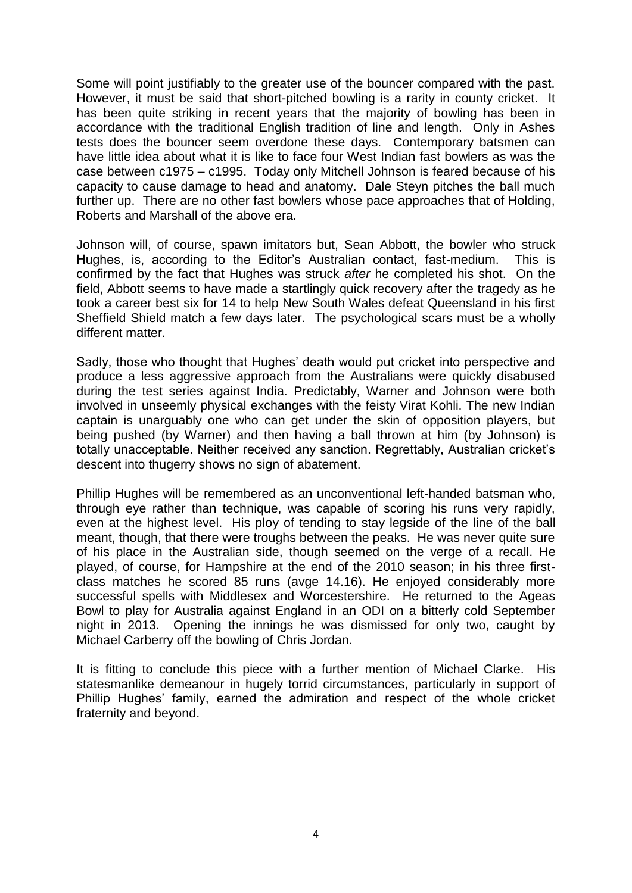Some will point justifiably to the greater use of the bouncer compared with the past. However, it must be said that short-pitched bowling is a rarity in county cricket. It has been quite striking in recent years that the majority of bowling has been in accordance with the traditional English tradition of line and length. Only in Ashes tests does the bouncer seem overdone these days. Contemporary batsmen can have little idea about what it is like to face four West Indian fast bowlers as was the case between c1975 – c1995. Today only Mitchell Johnson is feared because of his capacity to cause damage to head and anatomy. Dale Steyn pitches the ball much further up. There are no other fast bowlers whose pace approaches that of Holding, Roberts and Marshall of the above era.

Johnson will, of course, spawn imitators but, Sean Abbott, the bowler who struck Hughes, is, according to the Editor's Australian contact, fast-medium. This is confirmed by the fact that Hughes was struck *after* he completed his shot. On the field, Abbott seems to have made a startlingly quick recovery after the tragedy as he took a career best six for 14 to help New South Wales defeat Queensland in his first Sheffield Shield match a few days later. The psychological scars must be a wholly different matter.

Sadly, those who thought that Hughes' death would put cricket into perspective and produce a less aggressive approach from the Australians were quickly disabused during the test series against India. Predictably, Warner and Johnson were both involved in unseemly physical exchanges with the feisty Virat Kohli. The new Indian captain is unarguably one who can get under the skin of opposition players, but being pushed (by Warner) and then having a ball thrown at him (by Johnson) is totally unacceptable. Neither received any sanction. Regrettably, Australian cricket's descent into thugerry shows no sign of abatement.

Phillip Hughes will be remembered as an unconventional left-handed batsman who, through eye rather than technique, was capable of scoring his runs very rapidly, even at the highest level. His ploy of tending to stay legside of the line of the ball meant, though, that there were troughs between the peaks. He was never quite sure of his place in the Australian side, though seemed on the verge of a recall. He played, of course, for Hampshire at the end of the 2010 season; in his three first-class matches he scored 85 runs (avge 14.16). He enjoyed considerably more successful spells with Middlesex and Worcestershire. He returned to the Ageas Bowl to play for Australia against England in an ODI on a bitterly cold September night in 2013. Opening the innings he was dismissed for only two, caught by Michael Carberry off the bowling of Chris Jordan.

It is fitting to conclude this piece with a further mention of Michael Clarke. His statesmanlike demeanour in hugely torrid circumstances, particularly in support of Phillip Hughes' family, earned the admiration and respect of the whole cricket fraternity and beyond.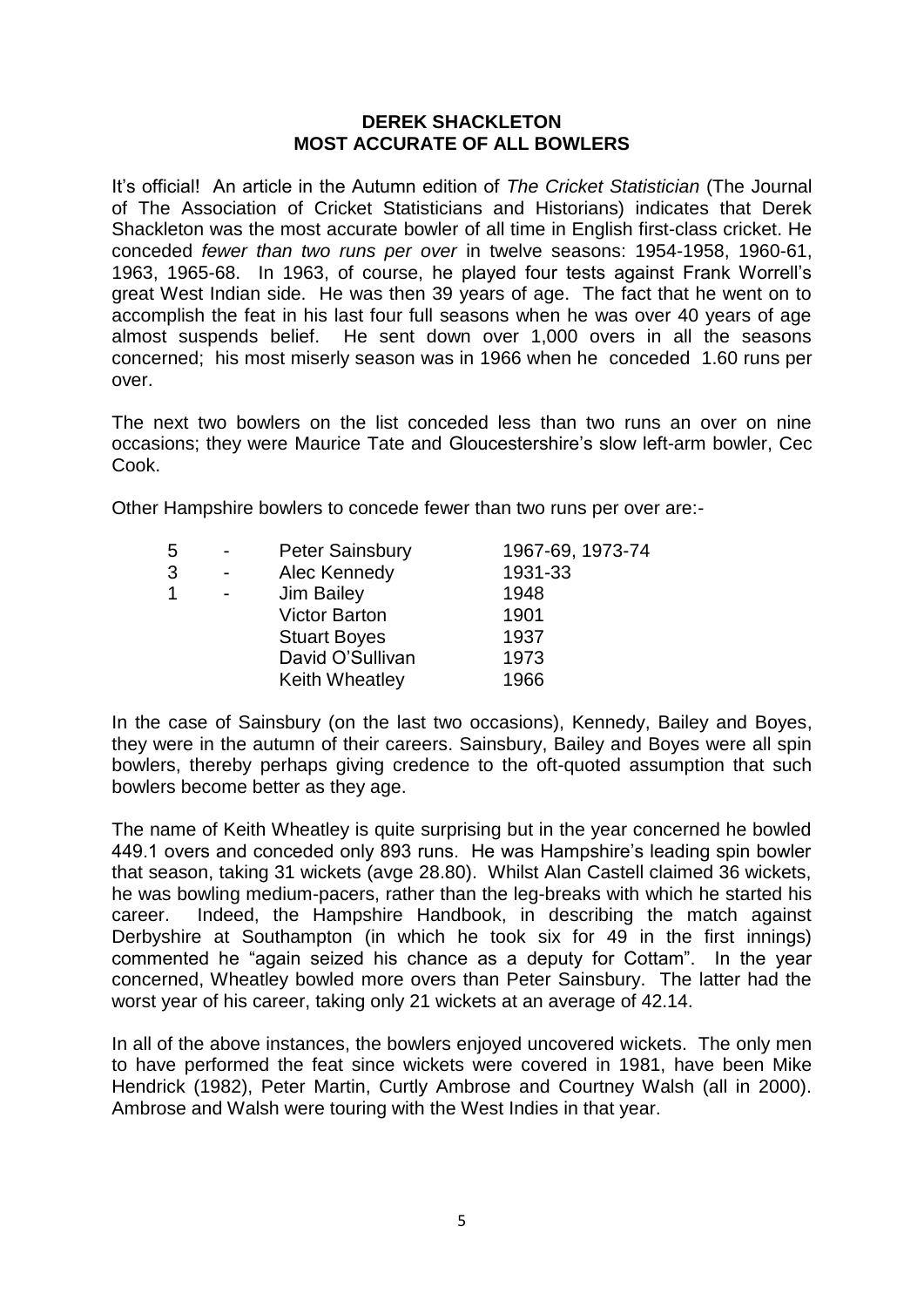# DEREK SHACKLETON
# MOST ACCURATE OF ALL BOWLERS

It's official! An article in the Autumn edition of *The Cricket Statistician* (The Journal of The Association of Cricket Statisticians and Historians) indicates that Derek Shackleton was the most accurate bowler of all time in English first-class cricket. He conceded *fewer than two runs per over* in twelve seasons: 1954-1958, 1960-61, 1963, 1965-68. In 1963, of course, he played four tests against Frank Worrell's great West Indian side. He was then 39 years of age. The fact that he went on to accomplish the feat in his last four full seasons when he was over 40 years of age almost suspends belief. He sent down over 1,000 overs in all the seasons concerned; his most miserly season was in 1966 when he conceded 1.60 runs per over.

The next two bowlers on the list conceded less than two runs an over on nine occasions; they were Maurice Tate and Gloucestershire's slow left-arm bowler, Cec Cook.

Other Hampshire bowlers to concede fewer than two runs per over are:-

| | | | |
|---|---|---|---|
| 5 | - | Peter Sainsbury | 1967-69, 1973-74 |
| 3 | - | Alec Kennedy | 1931-33 |
| 1 | - | Jim Bailey | 1948 |
| | | Victor Barton | 1901 |
| | | Stuart Boyes | 1937 |
| | | David O'Sullivan | 1973 |
| | | Keith Wheatley | 1966 |

In the case of Sainsbury (on the last two occasions), Kennedy, Bailey and Boyes, they were in the autumn of their careers. Sainsbury, Bailey and Boyes were all spin bowlers, thereby perhaps giving credence to the oft-quoted assumption that such bowlers become better as they age.

The name of Keith Wheatley is quite surprising but in the year concerned he bowled 449.1 overs and conceded only 893 runs. He was Hampshire's leading spin bowler that season, taking 31 wickets (avge 28.80). Whilst Alan Castell claimed 36 wickets, he was bowling medium-pacers, rather than the leg-breaks with which he started his career. Indeed, the Hampshire Handbook, in describing the match against Derbyshire at Southampton (in which he took six for 49 in the first innings) commented he "again seized his chance as a deputy for Cottam". In the year concerned, Wheatley bowled more overs than Peter Sainsbury. The latter had the worst year of his career, taking only 21 wickets at an average of 42.14.

In all of the above instances, the bowlers enjoyed uncovered wickets. The only men to have performed the feat since wickets were covered in 1981, have been Mike Hendrick (1982), Peter Martin, Curtly Ambrose and Courtney Walsh (all in 2000). Ambrose and Walsh were touring with the West Indies in that year.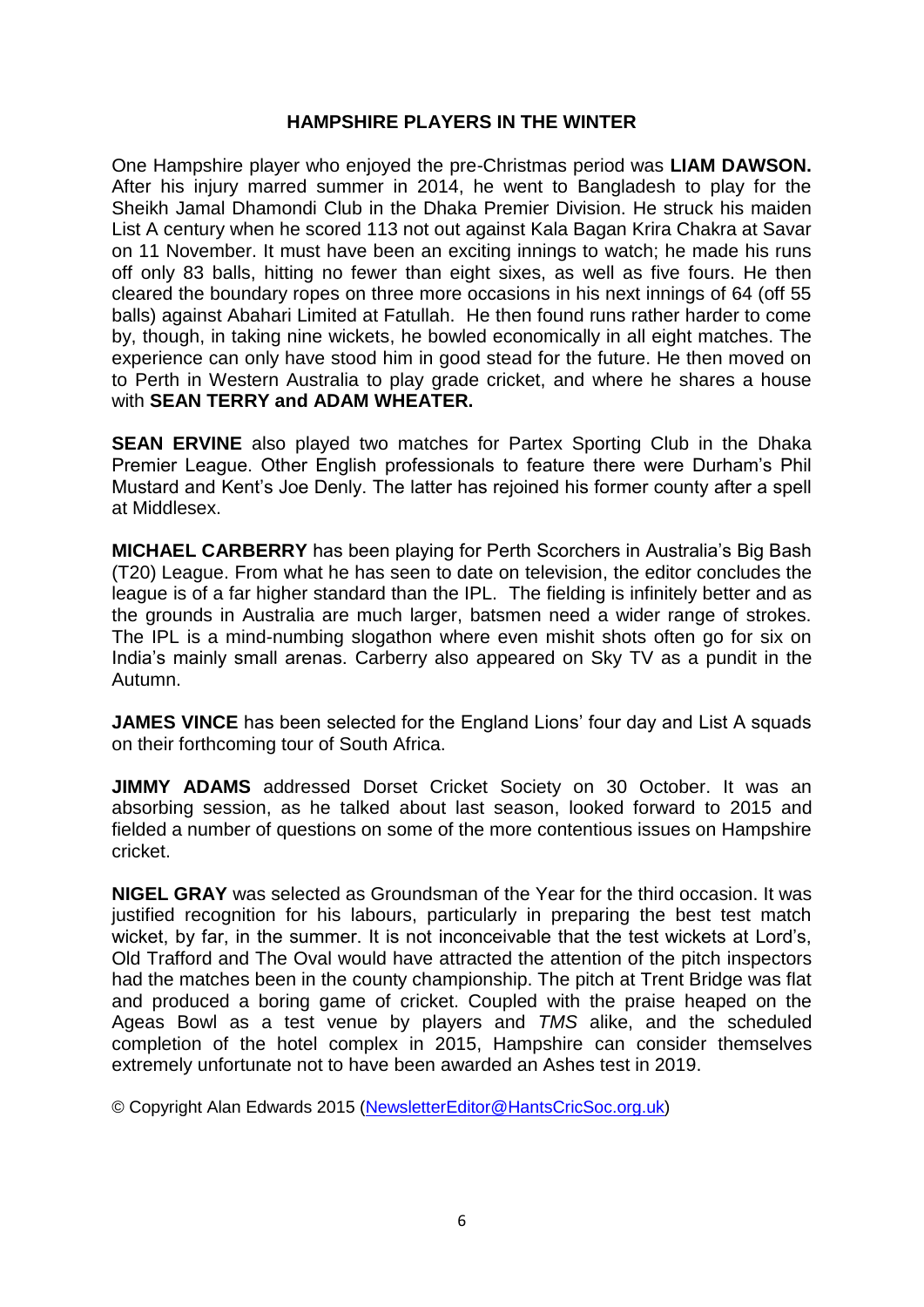## HAMPSHIRE PLAYERS IN THE WINTER

One Hampshire player who enjoyed the pre-Christmas period was **LIAM DAWSON.** After his injury marred summer in 2014, he went to Bangladesh to play for the Sheikh Jamal Dhamondi Club in the Dhaka Premier Division. He struck his maiden List A century when he scored 113 not out against Kala Bagan Krira Chakra at Savar on 11 November. It must have been an exciting innings to watch; he made his runs off only 83 balls, hitting no fewer than eight sixes, as well as five fours. He then cleared the boundary ropes on three more occasions in his next innings of 64 (off 55 balls) against Abahari Limited at Fatullah. He then found runs rather harder to come by, though, in taking nine wickets, he bowled economically in all eight matches. The experience can only have stood him in good stead for the future. He then moved on to Perth in Western Australia to play grade cricket, and where he shares a house with **SEAN TERRY and ADAM WHEATER.**

**SEAN ERVINE** also played two matches for Partex Sporting Club in the Dhaka Premier League. Other English professionals to feature there were Durham's Phil Mustard and Kent's Joe Denly. The latter has rejoined his former county after a spell at Middlesex.

**MICHAEL CARBERRY** has been playing for Perth Scorchers in Australia's Big Bash (T20) League. From what he has seen to date on television, the editor concludes the league is of a far higher standard than the IPL. The fielding is infinitely better and as the grounds in Australia are much larger, batsmen need a wider range of strokes. The IPL is a mind-numbing slogathon where even mishit shots often go for six on India's mainly small arenas. Carberry also appeared on Sky TV as a pundit in the Autumn.

**JAMES VINCE** has been selected for the England Lions' four day and List A squads on their forthcoming tour of South Africa.

**JIMMY ADAMS** addressed Dorset Cricket Society on 30 October. It was an absorbing session, as he talked about last season, looked forward to 2015 and fielded a number of questions on some of the more contentious issues on Hampshire cricket.

**NIGEL GRAY** was selected as Groundsman of the Year for the third occasion. It was justified recognition for his labours, particularly in preparing the best test match wicket, by far, in the summer. It is not inconceivable that the test wickets at Lord's, Old Trafford and The Oval would have attracted the attention of the pitch inspectors had the matches been in the county championship. The pitch at Trent Bridge was flat and produced a boring game of cricket. Coupled with the praise heaped on the Ageas Bowl as a test venue by players and *TMS* alike, and the scheduled completion of the hotel complex in 2015, Hampshire can consider themselves extremely unfortunate not to have been awarded an Ashes test in 2019.

© Copyright Alan Edwards 2015 (NewsletterEditor@HantsCricSoc.org.uk)